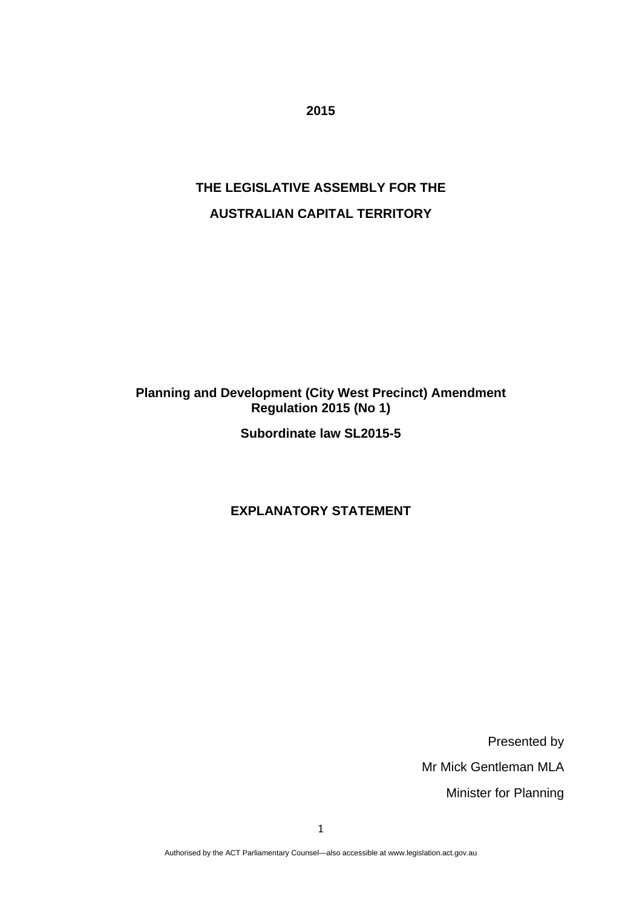**2015**

**THE LEGISLATIVE ASSEMBLY FOR THE**

**AUSTRALIAN CAPITAL TERRITORY**

**Planning and Development (City West Precinct) Amendment Regulation 2015 (No 1)**

**Subordinate law SL2015-5**

**EXPLANATORY STATEMENT**

Presented by

Mr Mick Gentleman MLA

Minister for Planning

Authorised by the ACT Parliamentary Counsel—also accessible at www.legislation.act.gov.au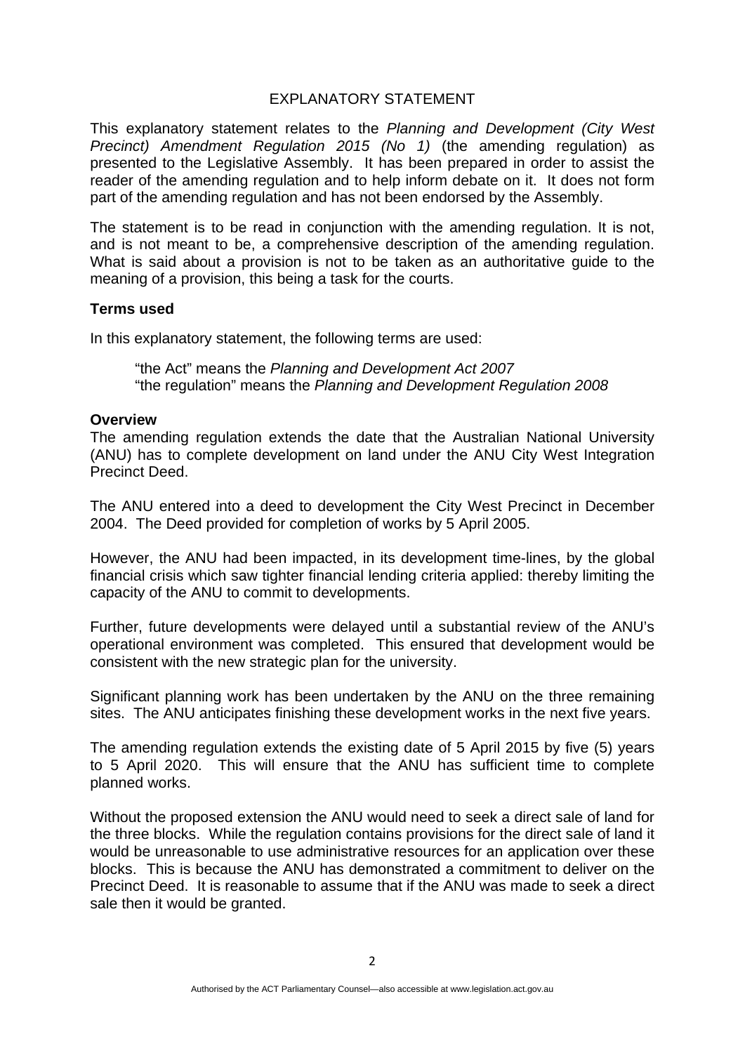EXPLANATORY STATEMENT

This explanatory statement relates to the *Planning and Development (City West Precinct) Amendment Regulation 2015 (No 1)* (the amending regulation) as presented to the Legislative Assembly. It has been prepared in order to assist the reader of the amending regulation and to help inform debate on it. It does not form part of the amending regulation and has not been endorsed by the Assembly.

The statement is to be read in conjunction with the amending regulation. It is not, and is not meant to be, a comprehensive description of the amending regulation. What is said about a provision is not to be taken as an authoritative guide to the meaning of a provision, this being a task for the courts.

**Terms used**

In this explanatory statement, the following terms are used:

"the Act" means the *Planning and Development Act 2007*
"the regulation" means the *Planning and Development Regulation 2008*

**Overview**

The amending regulation extends the date that the Australian National University (ANU) has to complete development on land under the ANU City West Integration Precinct Deed.

The ANU entered into a deed to development the City West Precinct in December 2004. The Deed provided for completion of works by 5 April 2005.

However, the ANU had been impacted, in its development time-lines, by the global financial crisis which saw tighter financial lending criteria applied: thereby limiting the capacity of the ANU to commit to developments.

Further, future developments were delayed until a substantial review of the ANU's operational environment was completed. This ensured that development would be consistent with the new strategic plan for the university.

Significant planning work has been undertaken by the ANU on the three remaining sites. The ANU anticipates finishing these development works in the next five years.

The amending regulation extends the existing date of 5 April 2015 by five (5) years to 5 April 2020. This will ensure that the ANU has sufficient time to complete planned works.

Without the proposed extension the ANU would need to seek a direct sale of land for the three blocks. While the regulation contains provisions for the direct sale of land it would be unreasonable to use administrative resources for an application over these blocks. This is because the ANU has demonstrated a commitment to deliver on the Precinct Deed. It is reasonable to assume that if the ANU was made to seek a direct sale then it would be granted.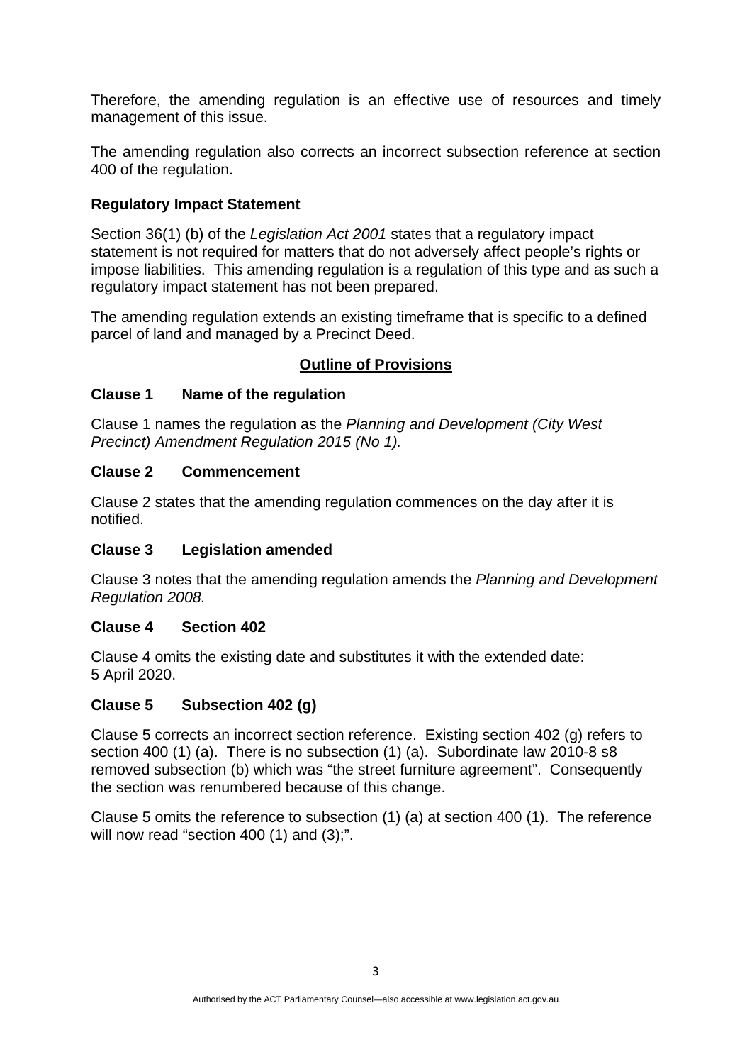Therefore, the amending regulation is an effective use of resources and timely management of this issue.

The amending regulation also corrects an incorrect subsection reference at section 400 of the regulation.

**Regulatory Impact Statement**

Section 36(1) (b) of the *Legislation Act 2001* states that a regulatory impact statement is not required for matters that do not adversely affect people's rights or impose liabilities. This amending regulation is a regulation of this type and as such a regulatory impact statement has not been prepared.

The amending regulation extends an existing timeframe that is specific to a defined parcel of land and managed by a Precinct Deed.

**Outline of Provisions**

**Clause 1 Name of the regulation**

Clause 1 names the regulation as the *Planning and Development (City West Precinct) Amendment Regulation 2015 (No 1).*

**Clause 2 Commencement**

Clause 2 states that the amending regulation commences on the day after it is notified.

**Clause 3 Legislation amended**

Clause 3 notes that the amending regulation amends the *Planning and Development Regulation 2008.*

**Clause 4 Section 402**

Clause 4 omits the existing date and substitutes it with the extended date: 5 April 2020.

**Clause 5 Subsection 402 (g)**

Clause 5 corrects an incorrect section reference. Existing section 402 (g) refers to section 400 (1) (a). There is no subsection (1) (a). Subordinate law 2010-8 s8 removed subsection (b) which was "the street furniture agreement". Consequently the section was renumbered because of this change.

Clause 5 omits the reference to subsection (1) (a) at section 400 (1). The reference will now read "section 400 (1) and (3);".